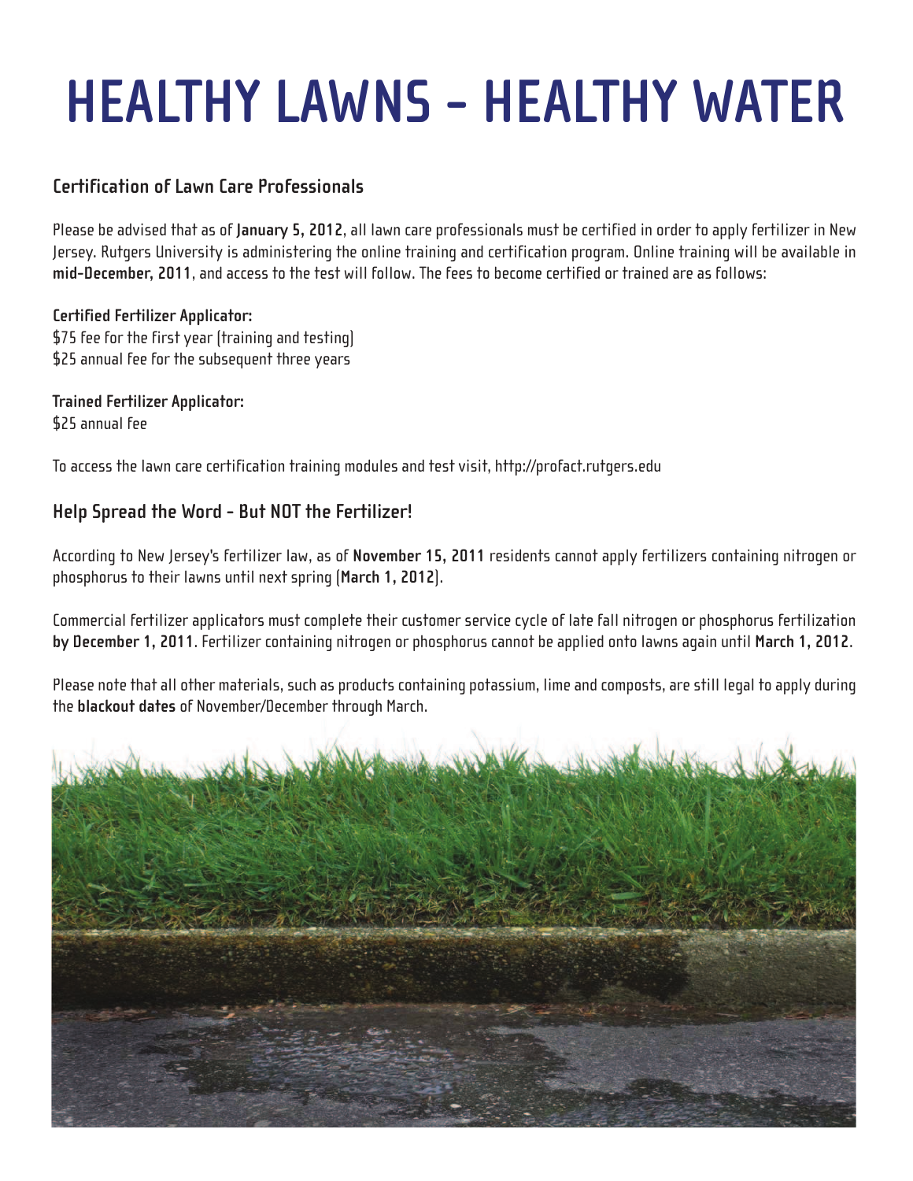# HEALTHY LAWNS - HEALTHY WATER

## Certification of Lawn Care Professionals

Please be advised that as of **January 5, 2012**, all lawn care professionals must be certified in order to apply fertilizer in New Jersey. Rutgers University is administering the online training and certification program. Online training will be available in **mid-December, 2011**, and access to the test will follow. The fees to become certified or trained are as follows:

**Certified Fertilizer Applicator:**
$75 fee for the first year (training and testing)
$25 annual fee for the subsequent three years

**Trained Fertilizer Applicator:**
$25 annual fee

To access the lawn care certification training modules and test visit, http://profact.rutgers.edu

## Help Spread the Word - But NOT the Fertilizer!

According to New Jersey's fertilizer law, as of **November 15, 2011** residents cannot apply fertilizers containing nitrogen or phosphorus to their lawns until next spring (**March 1, 2012**).

Commercial fertilizer applicators must complete their customer service cycle of late fall nitrogen or phosphorus fertilization **by December 1, 2011**. Fertilizer containing nitrogen or phosphorus cannot be applied onto lawns again until **March 1, 2012**.

Please note that all other materials, such as products containing potassium, lime and composts, are still legal to apply during the **blackout dates** of November/December through March.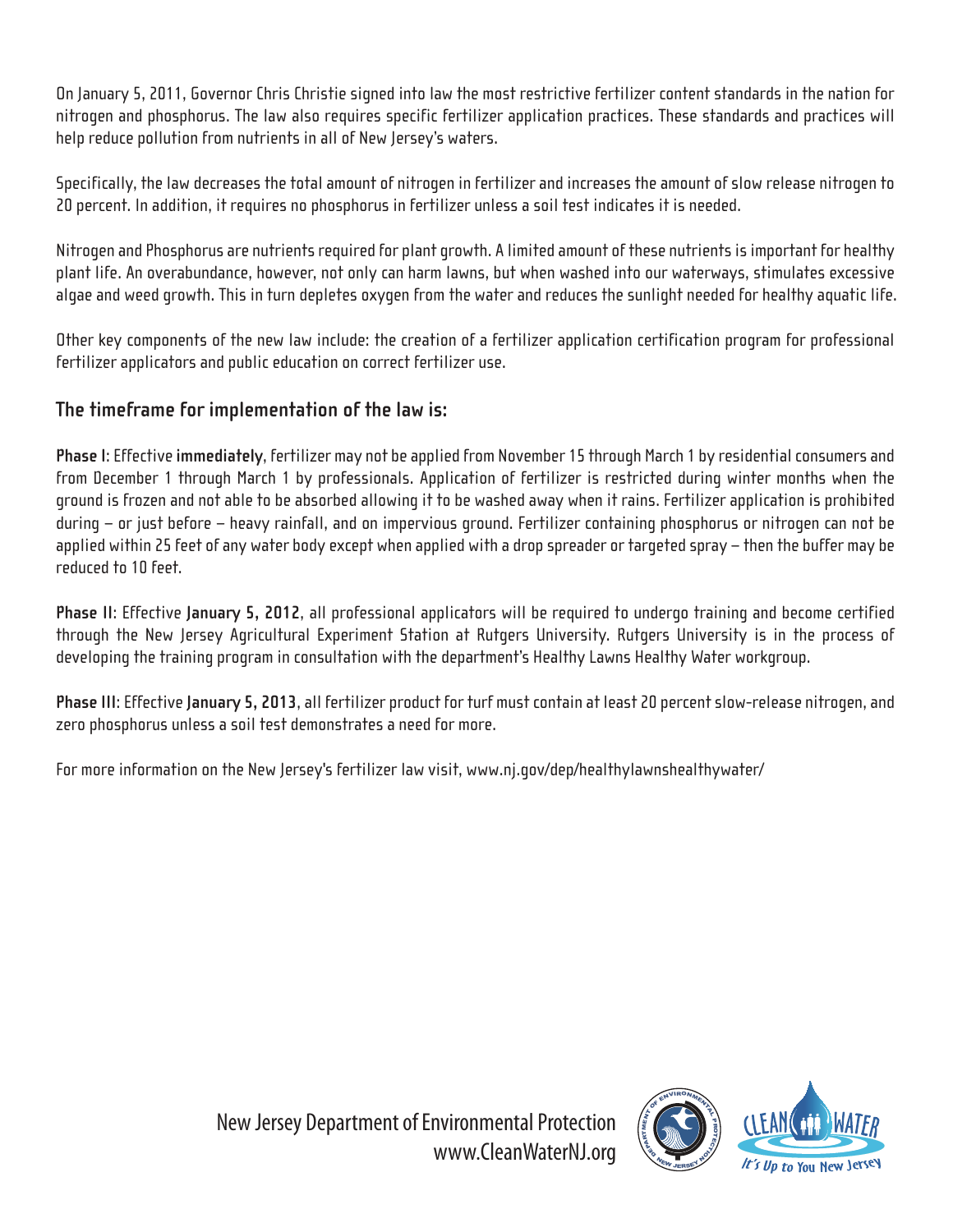On January 5, 2011, Governor Chris Christie signed into law the most restrictive fertilizer content standards in the nation for nitrogen and phosphorus. The law also requires specific fertilizer application practices. These standards and practices will help reduce pollution from nutrients in all of New Jersey's waters.

Specifically, the law decreases the total amount of nitrogen in fertilizer and increases the amount of slow release nitrogen to 20 percent. In addition, it requires no phosphorus in fertilizer unless a soil test indicates it is needed.

Nitrogen and Phosphorus are nutrients required for plant growth. A limited amount of these nutrients is important for healthy plant life. An overabundance, however, not only can harm lawns, but when washed into our waterways, stimulates excessive algae and weed growth. This in turn depletes oxygen from the water and reduces the sunlight needed for healthy aquatic life.

Other key components of the new law include: the creation of a fertilizer application certification program for professional fertilizer applicators and public education on correct fertilizer use.

## The timeframe for implementation of the law is:

**Phase I**: Effective **immediately**, fertilizer may not be applied from November 15 through March 1 by residential consumers and from December 1 through March 1 by professionals. Application of fertilizer is restricted during winter months when the ground is frozen and not able to be absorbed allowing it to be washed away when it rains. Fertilizer application is prohibited during – or just before – heavy rainfall, and on impervious ground. Fertilizer containing phosphorus or nitrogen can not be applied within 25 feet of any water body except when applied with a drop spreader or targeted spray – then the buffer may be reduced to 10 feet.

**Phase II**: Effective **January 5, 2012**, all professional applicators will be required to undergo training and become certified through the New Jersey Agricultural Experiment Station at Rutgers University. Rutgers University is in the process of developing the training program in consultation with the department's Healthy Lawns Healthy Water workgroup.

**Phase III**: Effective **January 5, 2013**, all fertilizer product for turf must contain at least 20 percent slow-release nitrogen, and zero phosphorus unless a soil test demonstrates a need for more.

For more information on the New Jersey's fertilizer law visit, www.nj.gov/dep/healthylawnshealthywater/

New Jersey Department of Environmental Protection
www.CleanWaterNJ.org

CLEAN WATER
It's Up to You New Jersey